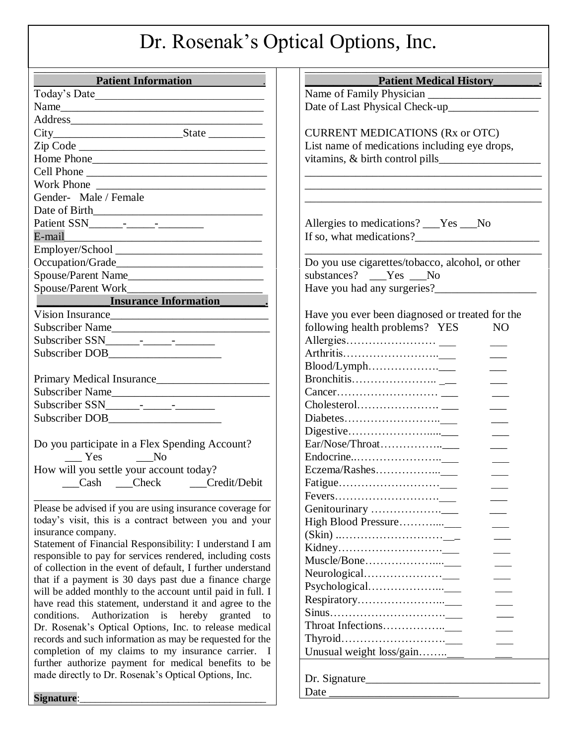# Dr. Rosenak's Optical Options, Inc.

## Patient Information

Today's Date_______________________________

Name___________________________________

Address_________________________________

City______________________ State __________

Zip Code _________________________________

Home Phone_______________________________

Cell Phone ________________________________

Work Phone _______________________________

Gender- Male / Female

Date of Birth______________________________

Patient SSN______-_____-________

E-mail____________________________________

Employer/School __________________________

Occupation/Grade__________________________

Spouse/Parent Name________________________

Spouse/Parent Work________________________

## Insurance Information

Vision Insurance____________________________

Subscriber Name____________________________

Subscriber SSN______-_____-_______

Subscriber DOB____________________

Primary Medical Insurance____________________

Subscriber Name____________________________

Subscriber SSN______-_____-_______

Subscriber DOB____________________

Do you participate in a Flex Spending Account?
___ Yes ___No

How will you settle your account today?
___Cash ___Check ___Credit/Debit

Please be advised if you are using insurance coverage for today's visit, this is a contract between you and your insurance company.

Statement of Financial Responsibility: I understand I am responsible to pay for services rendered, including costs of collection in the event of default, I further understand that if a payment is 30 days past due a finance charge will be added monthly to the account until paid in full. I have read this statement, understand it and agree to the conditions. Authorization is hereby granted to Dr. Rosenak's Optical Options, Inc. to release medical records and such information as may be requested for the completion of my claims to my insurance carrier. I further authorize payment for medical benefits to be made directly to Dr. Rosenak's Optical Options, Inc.

**Signature**:__________________________________

## Patient Medical History

Name of Family Physician ____________________

Date of Last Physical Check-up________________

CURRENT MEDICATIONS (Rx or OTC)

List name of medications including eye drops, vitamins, & birth control pills__________________

_____________________________________________

_____________________________________________

_____________________________________________

Allergies to medications? ___Yes ___No

If so, what medications?______________________

_____________________________________________

Do you use cigarettes/tobacco, alcohol, or other substances? ___Yes ___No

Have you had any surgeries?__________________

Have you ever been diagnosed or treated for the following health problems?

| | YES | NO |
|---|---|---|
| Allergies | ___ | ___ |
| Arthritis | ___ | ___ |
| Blood/Lymph | ___ | ___ |
| Bronchitis | ___ | ___ |
| Cancer | ___ | ___ |
| Cholesterol | ___ | ___ |
| Diabetes | ___ | ___ |
| Digestive | ___ | ___ |
| Ear/Nose/Throat | ___ | ___ |
| Endocrine | ___ | ___ |
| Eczema/Rashes | ___ | ___ |
| Fatigue | ___ | ___ |
| Fevers | ___ | ___ |
| Genitourinary | ___ | ___ |
| High Blood Pressure | ___ | ___ |
| (Skin) | ___ | ___ |
| Kidney | ___ | ___ |
| Muscle/Bone | ___ | ___ |
| Neurological | ___ | ___ |
| Psychological | ___ | ___ |
| Respiratory | ___ | ___ |
| Sinus | ___ | ___ |
| Throat Infections | ___ | ___ |
| Thyroid | ___ | ___ |
| Unusual weight loss/gain | ___ | ___ |

Dr. Signature_______________________________

Date _______________________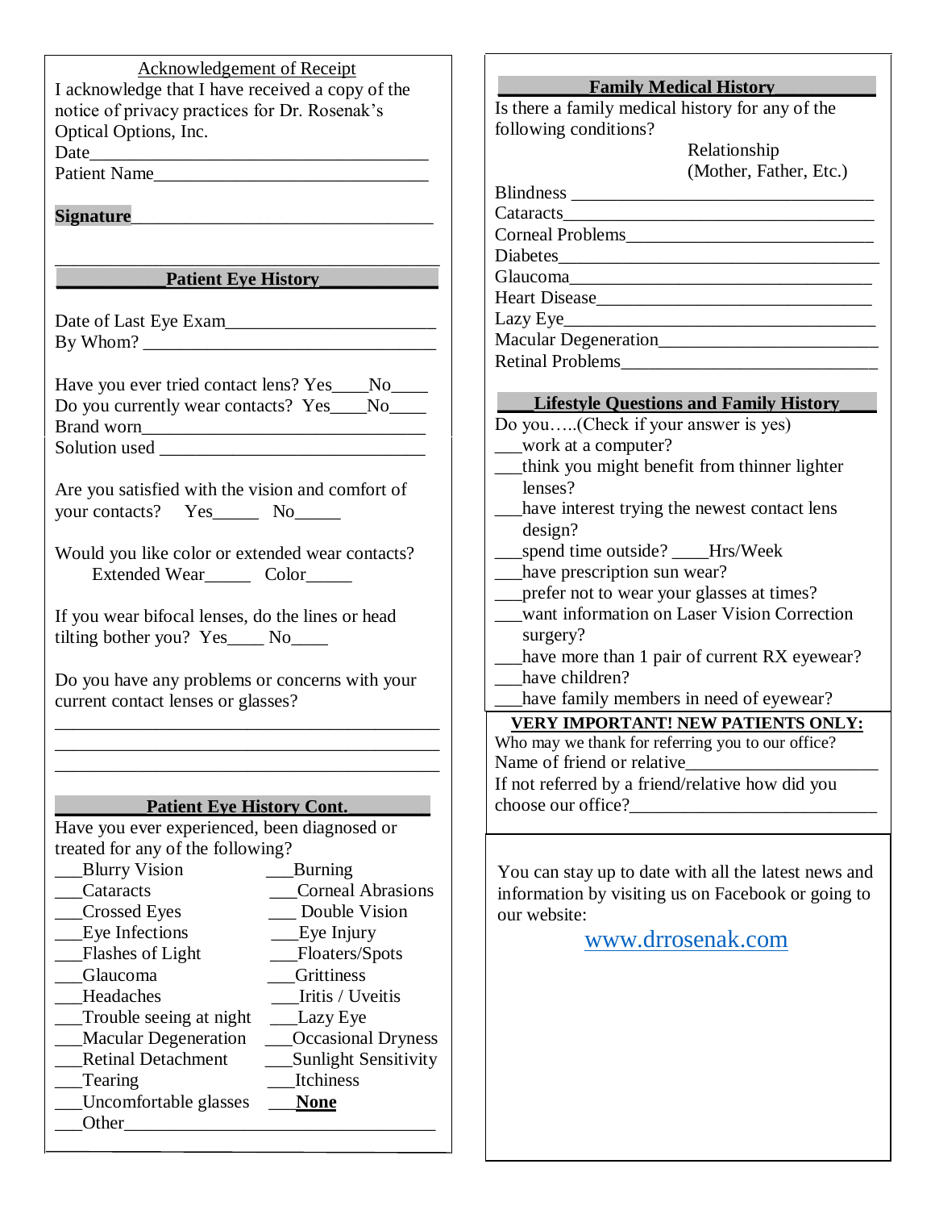Acknowledgement of Receipt

I acknowledge that I have received a copy of the notice of privacy practices for Dr. Rosenak's Optical Options, Inc.

Date\_\_\_\_\_\_\_\_\_\_\_\_\_\_\_\_\_\_\_\_\_\_\_\_\_\_\_\_\_\_\_\_\_\_\_\_\_\_

Patient Name\_\_\_\_\_\_\_\_\_\_\_\_\_\_\_\_\_\_\_\_\_\_\_\_\_\_\_\_\_\_\_\_

**Signature**\_\_\_\_\_\_\_\_\_\_\_\_\_\_\_\_\_\_\_\_\_\_\_\_\_\_\_\_\_\_\_\_\_\_

## Patient Eye History

Date of Last Eye Exam\_\_\_\_\_\_\_\_\_\_\_\_\_\_\_\_\_\_\_\_\_\_\_\_\_

By Whom? \_\_\_\_\_\_\_\_\_\_\_\_\_\_\_\_\_\_\_\_\_\_\_\_\_\_\_\_\_\_\_\_\_\_

Have you ever tried contact lens? Yes\_\_\_\_No\_\_\_\_

Do you currently wear contacts? Yes\_\_\_\_No\_\_\_\_

Brand worn\_\_\_\_\_\_\_\_\_\_\_\_\_\_\_\_\_\_\_\_\_\_\_\_\_\_\_\_\_\_\_\_\_

Solution used \_\_\_\_\_\_\_\_\_\_\_\_\_\_\_\_\_\_\_\_\_\_\_\_\_\_\_\_\_\_\_

Are you satisfied with the vision and comfort of your contacts? Yes\_\_\_\_\_ No\_\_\_\_\_

Would you like color or extended wear contacts?
Extended Wear\_\_\_\_\_ Color\_\_\_\_\_

If you wear bifocal lenses, do the lines or head tilting bother you? Yes\_\_\_\_ No\_\_\_\_

Do you have any problems or concerns with your current contact lenses or glasses?

\_\_\_\_\_\_\_\_\_\_\_\_\_\_\_\_\_\_\_\_\_\_\_\_\_\_\_\_\_\_\_\_\_\_\_\_\_\_\_\_\_\_\_\_\_\_

\_\_\_\_\_\_\_\_\_\_\_\_\_\_\_\_\_\_\_\_\_\_\_\_\_\_\_\_\_\_\_\_\_\_\_\_\_\_\_\_\_\_\_\_\_\_

\_\_\_\_\_\_\_\_\_\_\_\_\_\_\_\_\_\_\_\_\_\_\_\_\_\_\_\_\_\_\_\_\_\_\_\_\_\_\_\_\_\_\_\_\_\_

## Patient Eye History Cont.

Have you ever experienced, been diagnosed or treated for any of the following?

| | |
|---|---|
| \_\_\_Blurry Vision | \_\_\_Burning |
| \_\_\_Cataracts | \_\_\_Corneal Abrasions |
| \_\_\_Crossed Eyes | \_\_\_ Double Vision |
| \_\_\_Eye Infections | \_\_\_Eye Injury |
| \_\_\_Flashes of Light | \_\_\_Floaters/Spots |
| \_\_\_Glaucoma | \_\_\_Grittiness |
| \_\_\_Headaches | \_\_\_Iritis / Uveitis |
| \_\_\_Trouble seeing at night | \_\_\_Lazy Eye |
| \_\_\_Macular Degeneration | \_\_\_Occasional Dryness |
| \_\_\_Retinal Detachment | \_\_\_Sunlight Sensitivity |
| \_\_\_Tearing | \_\_\_Itchiness |
| \_\_\_Uncomfortable glasses | \_\_\_**None** |

\_\_\_Other\_\_\_\_\_\_\_\_\_\_\_\_\_\_\_\_\_\_\_\_\_\_\_\_\_\_\_\_\_\_\_\_\_\_\_\_\_\_

## Family Medical History

Is there a family medical history for any of the following conditions?

Relationship (Mother, Father, Etc.)

Blindness \_\_\_\_\_\_\_\_\_\_\_\_\_\_\_\_\_\_\_\_\_\_\_\_\_\_\_\_\_\_\_\_\_\_\_

Cataracts\_\_\_\_\_\_\_\_\_\_\_\_\_\_\_\_\_\_\_\_\_\_\_\_\_\_\_\_\_\_\_\_\_\_\_

Corneal Problems\_\_\_\_\_\_\_\_\_\_\_\_\_\_\_\_\_\_\_\_\_\_\_\_\_\_\_\_

Diabetes\_\_\_\_\_\_\_\_\_\_\_\_\_\_\_\_\_\_\_\_\_\_\_\_\_\_\_\_\_\_\_\_\_\_\_\_

Glaucoma\_\_\_\_\_\_\_\_\_\_\_\_\_\_\_\_\_\_\_\_\_\_\_\_\_\_\_\_\_\_\_\_\_\_

Heart Disease\_\_\_\_\_\_\_\_\_\_\_\_\_\_\_\_\_\_\_\_\_\_\_\_\_\_\_\_\_\_\_

Lazy Eye\_\_\_\_\_\_\_\_\_\_\_\_\_\_\_\_\_\_\_\_\_\_\_\_\_\_\_\_\_\_\_\_\_\_\_

Macular Degeneration\_\_\_\_\_\_\_\_\_\_\_\_\_\_\_\_\_\_\_\_\_\_\_\_\_

Retinal Problems\_\_\_\_\_\_\_\_\_\_\_\_\_\_\_\_\_\_\_\_\_\_\_\_\_\_\_\_\_\_

## Lifestyle Questions and Family History

Do you…..(Check if your answer is yes)

\_\_\_work at a computer?

\_\_\_think you might benefit from thinner lighter lenses?

\_\_\_have interest trying the newest contact lens design?

\_\_\_spend time outside? \_\_\_\_Hrs/Week

\_\_\_have prescription sun wear?

\_\_\_prefer not to wear your glasses at times?

\_\_\_want information on Laser Vision Correction surgery?

\_\_\_have more than 1 pair of current RX eyewear?

\_\_\_have children?

\_\_\_have family members in need of eyewear?

**VERY IMPORTANT! NEW PATIENTS ONLY:**

Who may we thank for referring you to our office?

Name of friend or relative\_\_\_\_\_\_\_\_\_\_\_\_\_\_\_\_\_\_\_\_\_\_

If not referred by a friend/relative how did you choose our office?\_\_\_\_\_\_\_\_\_\_\_\_\_\_\_\_\_\_\_\_\_\_\_\_\_\_\_\_

You can stay up to date with all the latest news and information by visiting us on Facebook or going to our website:

www.drrosenak.com